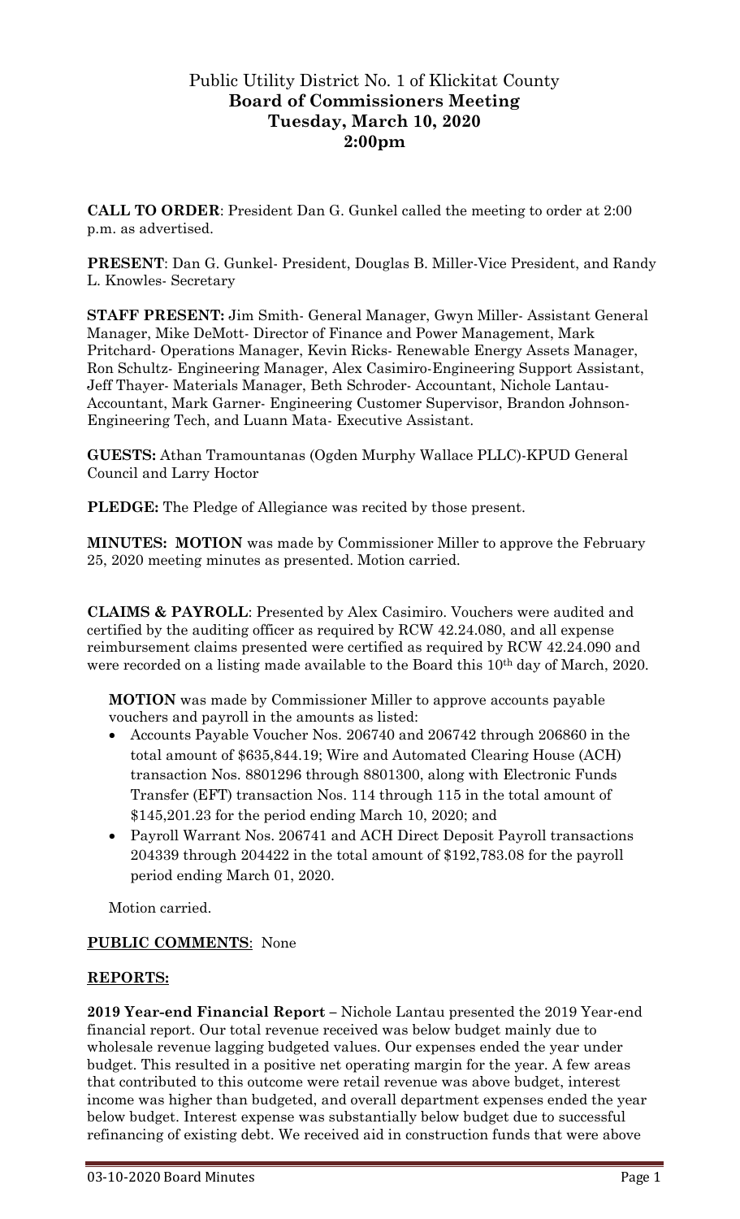# Public Utility District No. 1 of Klickitat County
## Board of Commissioners Meeting
## Tuesday, March 10, 2020
## 2:00pm

**CALL TO ORDER**: President Dan G. Gunkel called the meeting to order at 2:00 p.m. as advertised.

**PRESENT**: Dan G. Gunkel- President, Douglas B. Miller-Vice President, and Randy L. Knowles- Secretary

**STAFF PRESENT:** Jim Smith- General Manager, Gwyn Miller- Assistant General Manager, Mike DeMott- Director of Finance and Power Management, Mark Pritchard- Operations Manager, Kevin Ricks- Renewable Energy Assets Manager, Ron Schultz- Engineering Manager, Alex Casimiro-Engineering Support Assistant, Jeff Thayer- Materials Manager, Beth Schroder- Accountant, Nichole Lantau- Accountant, Mark Garner- Engineering Customer Supervisor, Brandon Johnson- Engineering Tech, and Luann Mata- Executive Assistant.

**GUESTS:** Athan Tramountanas (Ogden Murphy Wallace PLLC)-KPUD General Council and Larry Hoctor

**PLEDGE:** The Pledge of Allegiance was recited by those present.

**MINUTES: MOTION** was made by Commissioner Miller to approve the February 25, 2020 meeting minutes as presented. Motion carried.

**CLAIMS & PAYROLL**: Presented by Alex Casimiro. Vouchers were audited and certified by the auditing officer as required by RCW 42.24.080, and all expense reimbursement claims presented were certified as required by RCW 42.24.090 and were recorded on a listing made available to the Board this 10th day of March, 2020.

**MOTION** was made by Commissioner Miller to approve accounts payable vouchers and payroll in the amounts as listed:

- Accounts Payable Voucher Nos. 206740 and 206742 through 206860 in the total amount of $635,844.19; Wire and Automated Clearing House (ACH) transaction Nos. 8801296 through 8801300, along with Electronic Funds Transfer (EFT) transaction Nos. 114 through 115 in the total amount of $145,201.23 for the period ending March 10, 2020; and
- Payroll Warrant Nos. 206741 and ACH Direct Deposit Payroll transactions 204339 through 204422 in the total amount of $192,783.08 for the payroll period ending March 01, 2020.

Motion carried.

**PUBLIC COMMENTS**: None

**REPORTS:**

**2019 Year-end Financial Report –** Nichole Lantau presented the 2019 Year-end financial report. Our total revenue received was below budget mainly due to wholesale revenue lagging budgeted values. Our expenses ended the year under budget. This resulted in a positive net operating margin for the year. A few areas that contributed to this outcome were retail revenue was above budget, interest income was higher than budgeted, and overall department expenses ended the year below budget. Interest expense was substantially below budget due to successful refinancing of existing debt. We received aid in construction funds that were above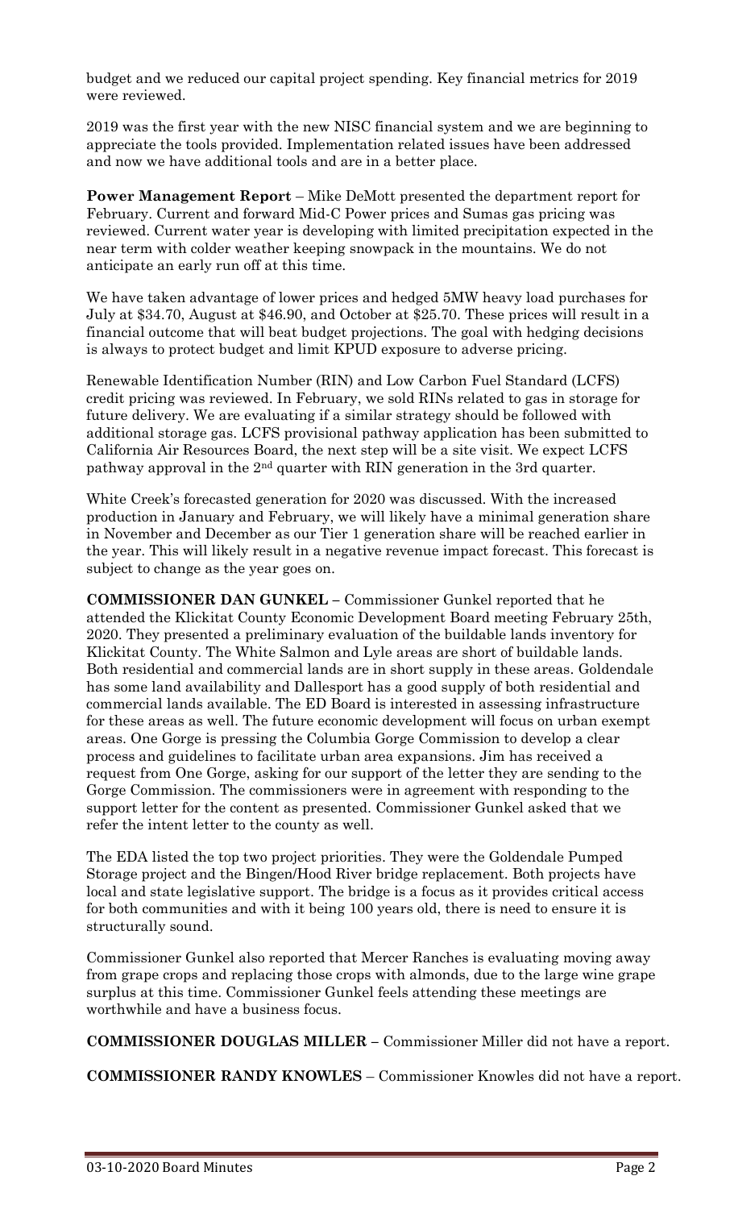budget and we reduced our capital project spending. Key financial metrics for 2019 were reviewed.

2019 was the first year with the new NISC financial system and we are beginning to appreciate the tools provided. Implementation related issues have been addressed and now we have additional tools and are in a better place.

**Power Management Report** – Mike DeMott presented the department report for February. Current and forward Mid-C Power prices and Sumas gas pricing was reviewed. Current water year is developing with limited precipitation expected in the near term with colder weather keeping snowpack in the mountains. We do not anticipate an early run off at this time.

We have taken advantage of lower prices and hedged 5MW heavy load purchases for July at $34.70, August at $46.90, and October at $25.70. These prices will result in a financial outcome that will beat budget projections. The goal with hedging decisions is always to protect budget and limit KPUD exposure to adverse pricing.

Renewable Identification Number (RIN) and Low Carbon Fuel Standard (LCFS) credit pricing was reviewed. In February, we sold RINs related to gas in storage for future delivery. We are evaluating if a similar strategy should be followed with additional storage gas. LCFS provisional pathway application has been submitted to California Air Resources Board, the next step will be a site visit. We expect LCFS pathway approval in the 2nd quarter with RIN generation in the 3rd quarter.

White Creek's forecasted generation for 2020 was discussed. With the increased production in January and February, we will likely have a minimal generation share in November and December as our Tier 1 generation share will be reached earlier in the year. This will likely result in a negative revenue impact forecast. This forecast is subject to change as the year goes on.

**COMMISSIONER DAN GUNKEL** – Commissioner Gunkel reported that he attended the Klickitat County Economic Development Board meeting February 25th, 2020. They presented a preliminary evaluation of the buildable lands inventory for Klickitat County. The White Salmon and Lyle areas are short of buildable lands. Both residential and commercial lands are in short supply in these areas. Goldendale has some land availability and Dallesport has a good supply of both residential and commercial lands available. The ED Board is interested in assessing infrastructure for these areas as well. The future economic development will focus on urban exempt areas. One Gorge is pressing the Columbia Gorge Commission to develop a clear process and guidelines to facilitate urban area expansions. Jim has received a request from One Gorge, asking for our support of the letter they are sending to the Gorge Commission. The commissioners were in agreement with responding to the support letter for the content as presented. Commissioner Gunkel asked that we refer the intent letter to the county as well.

The EDA listed the top two project priorities. They were the Goldendale Pumped Storage project and the Bingen/Hood River bridge replacement. Both projects have local and state legislative support. The bridge is a focus as it provides critical access for both communities and with it being 100 years old, there is need to ensure it is structurally sound.

Commissioner Gunkel also reported that Mercer Ranches is evaluating moving away from grape crops and replacing those crops with almonds, due to the large wine grape surplus at this time. Commissioner Gunkel feels attending these meetings are worthwhile and have a business focus.

**COMMISSIONER DOUGLAS MILLER** – Commissioner Miller did not have a report.

**COMMISSIONER RANDY KNOWLES** – Commissioner Knowles did not have a report.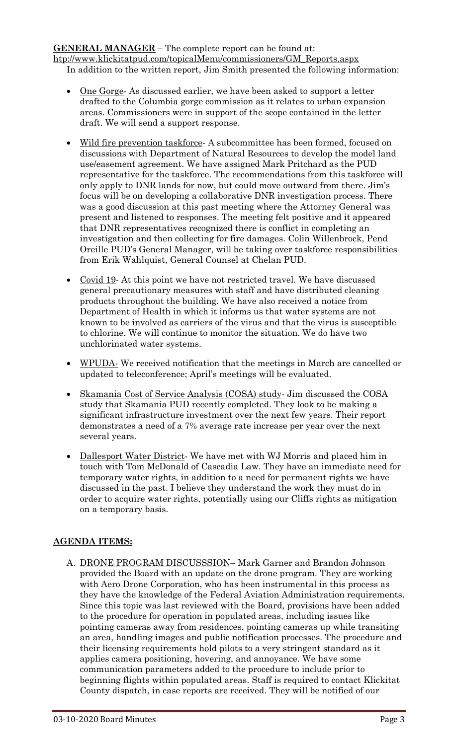**GENERAL MANAGER** – The complete report can be found at: http://www.klickitatpud.com/topicalMenu/commissioners/GM_Reports.aspx

In addition to the written report, Jim Smith presented the following information:

- One Gorge- As discussed earlier, we have been asked to support a letter drafted to the Columbia gorge commission as it relates to urban expansion areas. Commissioners were in support of the scope contained in the letter draft. We will send a support response.
- Wild fire prevention taskforce- A subcommittee has been formed, focused on discussions with Department of Natural Resources to develop the model land use/easement agreement. We have assigned Mark Pritchard as the PUD representative for the taskforce. The recommendations from this taskforce will only apply to DNR lands for now, but could move outward from there. Jim's focus will be on developing a collaborative DNR investigation process. There was a good discussion at this past meeting where the Attorney General was present and listened to responses. The meeting felt positive and it appeared that DNR representatives recognized there is conflict in completing an investigation and then collecting for fire damages. Colin Willenbrock, Pend Oreille PUD's General Manager, will be taking over taskforce responsibilities from Erik Wahlquist, General Counsel at Chelan PUD.
- Covid 19- At this point we have not restricted travel. We have discussed general precautionary measures with staff and have distributed cleaning products throughout the building. We have also received a notice from Department of Health in which it informs us that water systems are not known to be involved as carriers of the virus and that the virus is susceptible to chlorine. We will continue to monitor the situation. We do have two unchlorinated water systems.
- WPUDA- We received notification that the meetings in March are cancelled or updated to teleconference; April's meetings will be evaluated.
- Skamania Cost of Service Analysis (COSA) study- Jim discussed the COSA study that Skamania PUD recently completed. They look to be making a significant infrastructure investment over the next few years. Their report demonstrates a need of a 7% average rate increase per year over the next several years.
- Dallesport Water District- We have met with WJ Morris and placed him in touch with Tom McDonald of Cascadia Law. They have an immediate need for temporary water rights, in addition to a need for permanent rights we have discussed in the past. I believe they understand the work they must do in order to acquire water rights, potentially using our Cliffs rights as mitigation on a temporary basis.

**AGENDA ITEMS:**

A. DRONE PROGRAM DISCUSSSION– Mark Garner and Brandon Johnson provided the Board with an update on the drone program. They are working with Aero Drone Corporation, who has been instrumental in this process as they have the knowledge of the Federal Aviation Administration requirements. Since this topic was last reviewed with the Board, provisions have been added to the procedure for operation in populated areas, including issues like pointing cameras away from residences, pointing cameras up while transiting an area, handling images and public notification processes. The procedure and their licensing requirements hold pilots to a very stringent standard as it applies camera positioning, hovering, and annoyance. We have some communication parameters added to the procedure to include prior to beginning flights within populated areas. Staff is required to contact Klickitat County dispatch, in case reports are received. They will be notified of our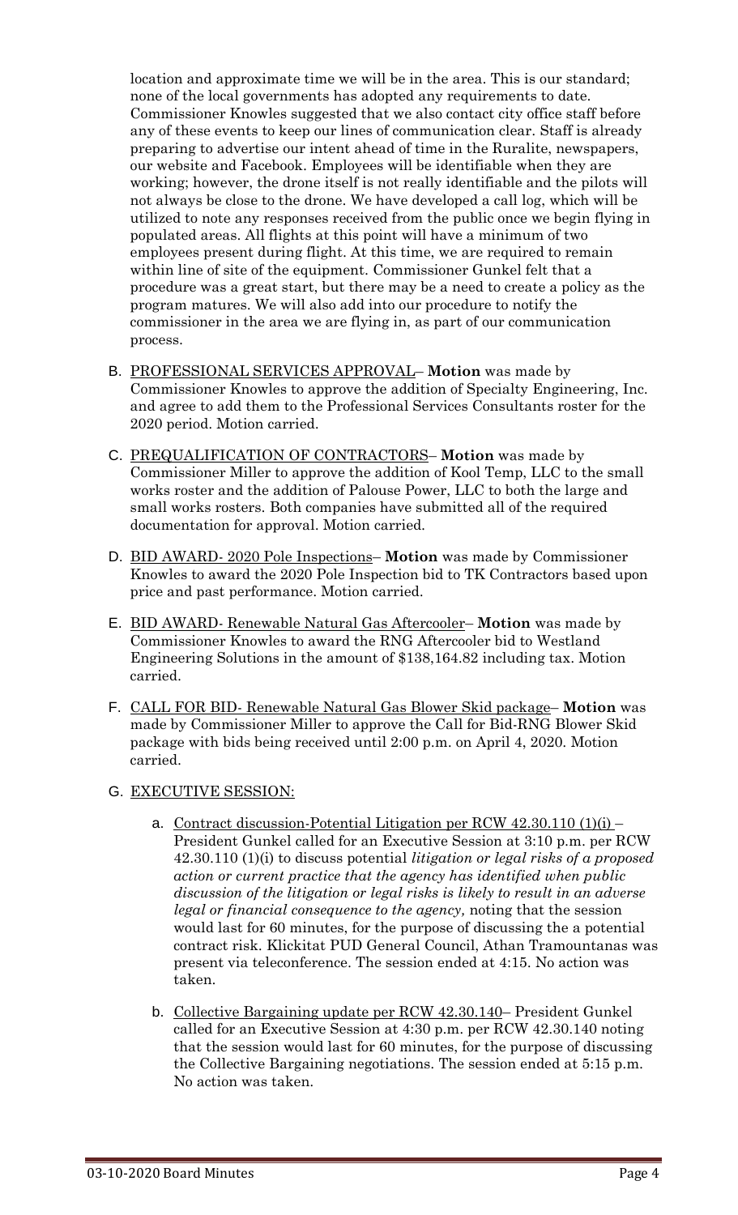location and approximate time we will be in the area. This is our standard; none of the local governments has adopted any requirements to date. Commissioner Knowles suggested that we also contact city office staff before any of these events to keep our lines of communication clear. Staff is already preparing to advertise our intent ahead of time in the Ruralite, newspapers, our website and Facebook. Employees will be identifiable when they are working; however, the drone itself is not really identifiable and the pilots will not always be close to the drone. We have developed a call log, which will be utilized to note any responses received from the public once we begin flying in populated areas. All flights at this point will have a minimum of two employees present during flight. At this time, we are required to remain within line of site of the equipment. Commissioner Gunkel felt that a procedure was a great start, but there may be a need to create a policy as the program matures. We will also add into our procedure to notify the commissioner in the area we are flying in, as part of our communication process.

B. PROFESSIONAL SERVICES APPROVAL– **Motion** was made by Commissioner Knowles to approve the addition of Specialty Engineering, Inc. and agree to add them to the Professional Services Consultants roster for the 2020 period. Motion carried.

C. PREQUALIFICATION OF CONTRACTORS– **Motion** was made by Commissioner Miller to approve the addition of Kool Temp, LLC to the small works roster and the addition of Palouse Power, LLC to both the large and small works rosters. Both companies have submitted all of the required documentation for approval. Motion carried.

D. BID AWARD- 2020 Pole Inspections– **Motion** was made by Commissioner Knowles to award the 2020 Pole Inspection bid to TK Contractors based upon price and past performance. Motion carried.

E. BID AWARD- Renewable Natural Gas Aftercooler– **Motion** was made by Commissioner Knowles to award the RNG Aftercooler bid to Westland Engineering Solutions in the amount of $138,164.82 including tax. Motion carried.

F. CALL FOR BID- Renewable Natural Gas Blower Skid package– **Motion** was made by Commissioner Miller to approve the Call for Bid-RNG Blower Skid package with bids being received until 2:00 p.m. on April 4, 2020. Motion carried.

G. EXECUTIVE SESSION:

a. Contract discussion-Potential Litigation per RCW 42.30.110 (1)(i) – President Gunkel called for an Executive Session at 3:10 p.m. per RCW 42.30.110 (1)(i) to discuss potential *litigation or legal risks of a proposed action or current practice that the agency has identified when public discussion of the litigation or legal risks is likely to result in an adverse legal or financial consequence to the agency,* noting that the session would last for 60 minutes, for the purpose of discussing the a potential contract risk. Klickitat PUD General Council, Athan Tramountanas was present via teleconference. The session ended at 4:15. No action was taken.

b. Collective Bargaining update per RCW 42.30.140– President Gunkel called for an Executive Session at 4:30 p.m. per RCW 42.30.140 noting that the session would last for 60 minutes, for the purpose of discussing the Collective Bargaining negotiations. The session ended at 5:15 p.m. No action was taken.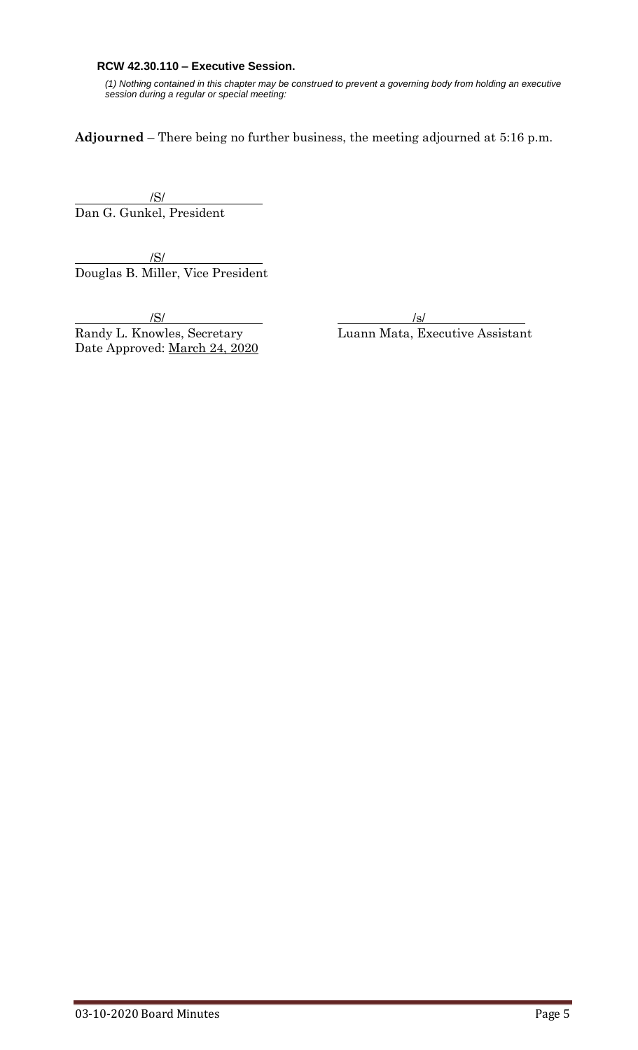**RCW 42.30.110 – Executive Session.**

*(1) Nothing contained in this chapter may be construed to prevent a governing body from holding an executive session during a regular or special meeting:*

**Adjourned** – There being no further business, the meeting adjourned at 5:16 p.m.

/S/
Dan G. Gunkel, President

/S/
Douglas B. Miller, Vice President

/S/
Randy L. Knowles, Secretary
Date Approved: March 24, 2020

/s/
Luann Mata, Executive Assistant